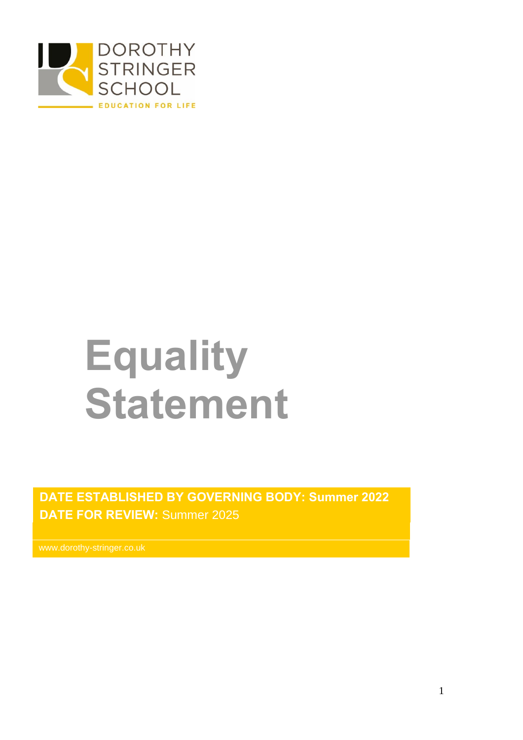DOROTHY STRINGER SCHOOL

EDUCATION FOR LIFE

# Equality Statement

**DATE ESTABLISHED BY GOVERNING BODY: Summer 2022**
**DATE FOR REVIEW:** Summer 2025

www.dorothy-stringer.co.uk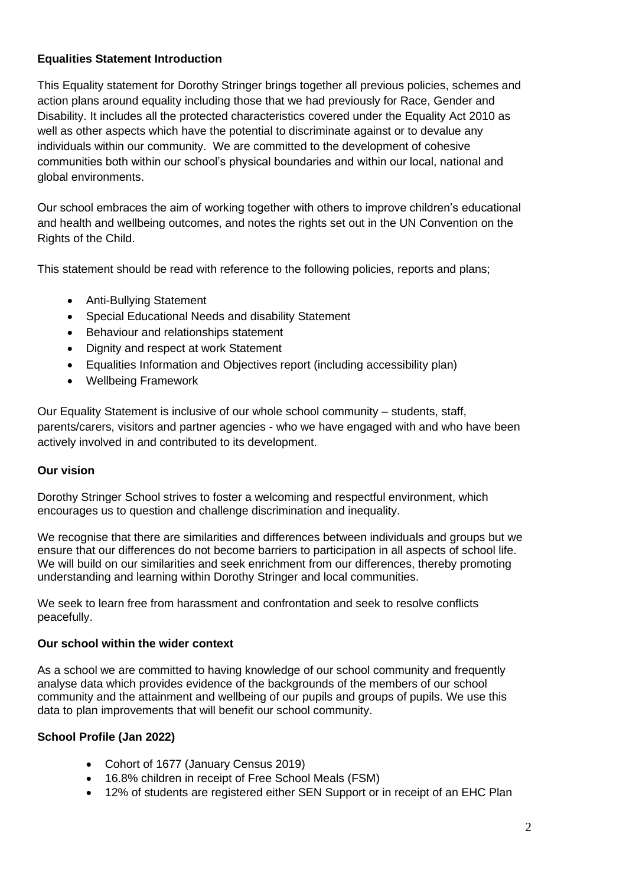**Equalities Statement Introduction**

This Equality statement for Dorothy Stringer brings together all previous policies, schemes and action plans around equality including those that we had previously for Race, Gender and Disability. It includes all the protected characteristics covered under the Equality Act 2010 as well as other aspects which have the potential to discriminate against or to devalue any individuals within our community. We are committed to the development of cohesive communities both within our school's physical boundaries and within our local, national and global environments.

Our school embraces the aim of working together with others to improve children's educational and health and wellbeing outcomes, and notes the rights set out in the UN Convention on the Rights of the Child.

This statement should be read with reference to the following policies, reports and plans;

- Anti-Bullying Statement
- Special Educational Needs and disability Statement
- Behaviour and relationships statement
- Dignity and respect at work Statement
- Equalities Information and Objectives report (including accessibility plan)
- Wellbeing Framework

Our Equality Statement is inclusive of our whole school community – students, staff, parents/carers, visitors and partner agencies - who we have engaged with and who have been actively involved in and contributed to its development.

**Our vision**

Dorothy Stringer School strives to foster a welcoming and respectful environment, which encourages us to question and challenge discrimination and inequality.

We recognise that there are similarities and differences between individuals and groups but we ensure that our differences do not become barriers to participation in all aspects of school life. We will build on our similarities and seek enrichment from our differences, thereby promoting understanding and learning within Dorothy Stringer and local communities.

We seek to learn free from harassment and confrontation and seek to resolve conflicts peacefully.

**Our school within the wider context**

As a school we are committed to having knowledge of our school community and frequently analyse data which provides evidence of the backgrounds of the members of our school community and the attainment and wellbeing of our pupils and groups of pupils. We use this data to plan improvements that will benefit our school community.

**School Profile (Jan 2022)**

- Cohort of 1677 (January Census 2019)
- 16.8% children in receipt of Free School Meals (FSM)
- 12% of students are registered either SEN Support or in receipt of an EHC Plan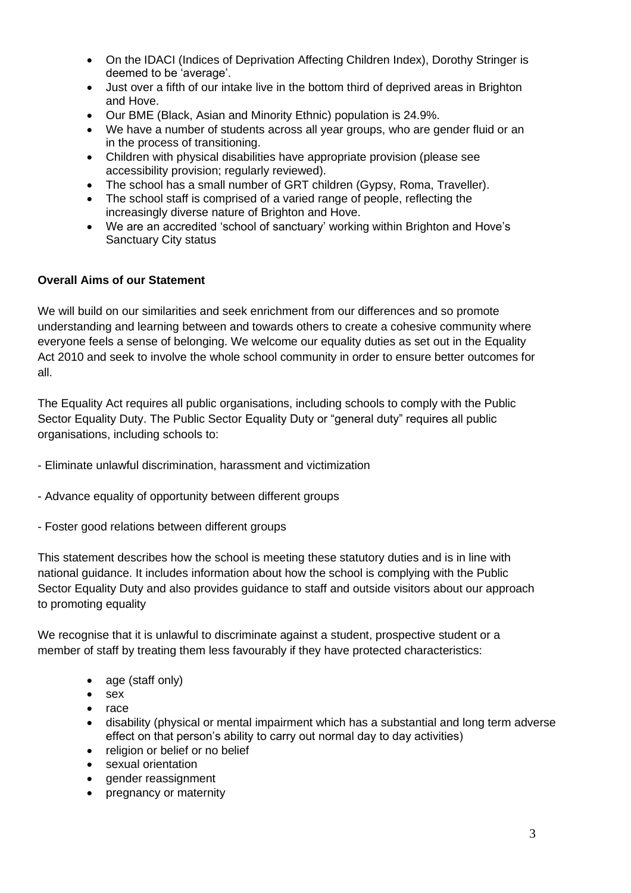- On the IDACI (Indices of Deprivation Affecting Children Index), Dorothy Stringer is deemed to be 'average'.
- Just over a fifth of our intake live in the bottom third of deprived areas in Brighton and Hove.
- Our BME (Black, Asian and Minority Ethnic) population is 24.9%.
- We have a number of students across all year groups, who are gender fluid or an in the process of transitioning.
- Children with physical disabilities have appropriate provision (please see accessibility provision; regularly reviewed).
- The school has a small number of GRT children (Gypsy, Roma, Traveller).
- The school staff is comprised of a varied range of people, reflecting the increasingly diverse nature of Brighton and Hove.
- We are an accredited 'school of sanctuary' working within Brighton and Hove's Sanctuary City status

**Overall Aims of our Statement**

We will build on our similarities and seek enrichment from our differences and so promote understanding and learning between and towards others to create a cohesive community where everyone feels a sense of belonging. We welcome our equality duties as set out in the Equality Act 2010 and seek to involve the whole school community in order to ensure better outcomes for all.

The Equality Act requires all public organisations, including schools to comply with the Public Sector Equality Duty. The Public Sector Equality Duty or "general duty" requires all public organisations, including schools to:

- Eliminate unlawful discrimination, harassment and victimization

- Advance equality of opportunity between different groups

- Foster good relations between different groups

This statement describes how the school is meeting these statutory duties and is in line with national guidance. It includes information about how the school is complying with the Public Sector Equality Duty and also provides guidance to staff and outside visitors about our approach to promoting equality

We recognise that it is unlawful to discriminate against a student, prospective student or a member of staff by treating them less favourably if they have protected characteristics:

- age (staff only)
- sex
- race
- disability (physical or mental impairment which has a substantial and long term adverse effect on that person's ability to carry out normal day to day activities)
- religion or belief or no belief
- sexual orientation
- gender reassignment
- pregnancy or maternity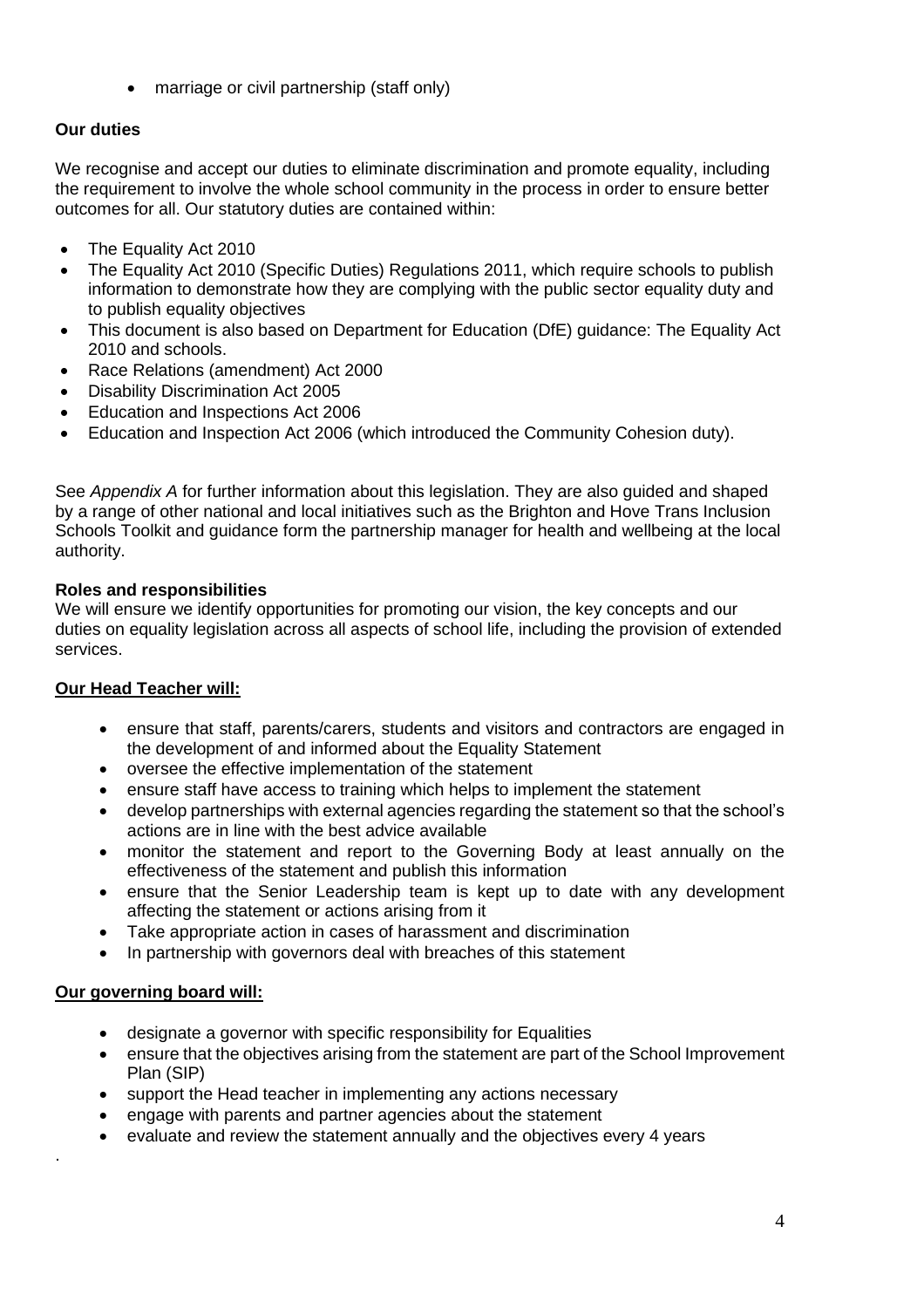- marriage or civil partnership (staff only)

**Our duties**

We recognise and accept our duties to eliminate discrimination and promote equality, including the requirement to involve the whole school community in the process in order to ensure better outcomes for all. Our statutory duties are contained within:

- The Equality Act 2010
- The Equality Act 2010 (Specific Duties) Regulations 2011, which require schools to publish information to demonstrate how they are complying with the public sector equality duty and to publish equality objectives
- This document is also based on Department for Education (DfE) guidance: The Equality Act 2010 and schools.
- Race Relations (amendment) Act 2000
- Disability Discrimination Act 2005
- Education and Inspections Act 2006
- Education and Inspection Act 2006 (which introduced the Community Cohesion duty).

See *Appendix A* for further information about this legislation. They are also guided and shaped by a range of other national and local initiatives such as the Brighton and Hove Trans Inclusion Schools Toolkit and guidance form the partnership manager for health and wellbeing at the local authority.

**Roles and responsibilities**

We will ensure we identify opportunities for promoting our vision, the key concepts and our duties on equality legislation across all aspects of school life, including the provision of extended services.

**Our Head Teacher will:**

- ensure that staff, parents/carers, students and visitors and contractors are engaged in the development of and informed about the Equality Statement
- oversee the effective implementation of the statement
- ensure staff have access to training which helps to implement the statement
- develop partnerships with external agencies regarding the statement so that the school's actions are in line with the best advice available
- monitor the statement and report to the Governing Body at least annually on the effectiveness of the statement and publish this information
- ensure that the Senior Leadership team is kept up to date with any development affecting the statement or actions arising from it
- Take appropriate action in cases of harassment and discrimination
- In partnership with governors deal with breaches of this statement

**Our governing board will:**

- designate a governor with specific responsibility for Equalities
- ensure that the objectives arising from the statement are part of the School Improvement Plan (SIP)
- support the Head teacher in implementing any actions necessary
- engage with parents and partner agencies about the statement
- evaluate and review the statement annually and the objectives every 4 years

.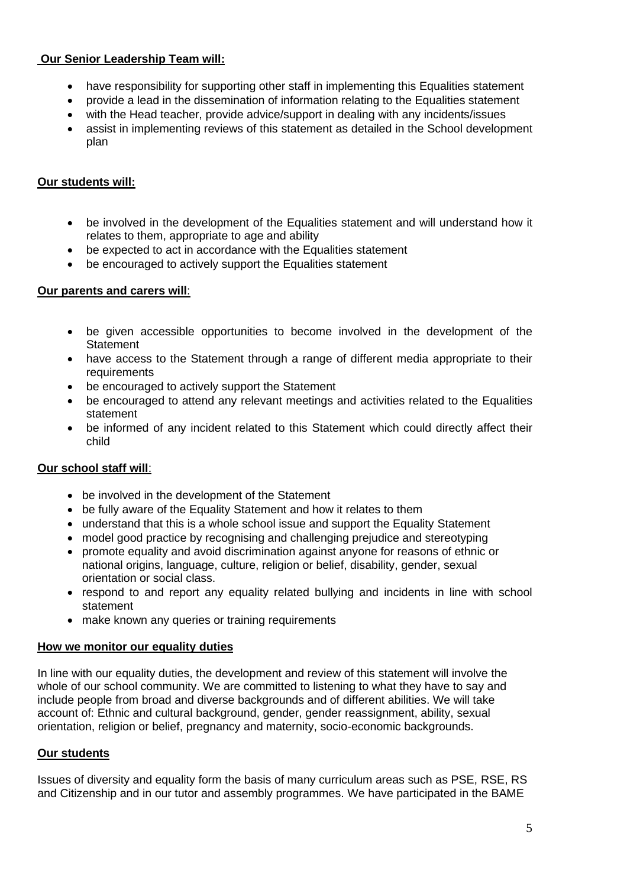**Our Senior Leadership Team will:**

- have responsibility for supporting other staff in implementing this Equalities statement
- provide a lead in the dissemination of information relating to the Equalities statement
- with the Head teacher, provide advice/support in dealing with any incidents/issues
- assist in implementing reviews of this statement as detailed in the School development plan

**Our students will:**

- be involved in the development of the Equalities statement and will understand how it relates to them, appropriate to age and ability
- be expected to act in accordance with the Equalities statement
- be encouraged to actively support the Equalities statement

**Our parents and carers will**:

- be given accessible opportunities to become involved in the development of the Statement
- have access to the Statement through a range of different media appropriate to their requirements
- be encouraged to actively support the Statement
- be encouraged to attend any relevant meetings and activities related to the Equalities statement
- be informed of any incident related to this Statement which could directly affect their child

**Our school staff will**:

- be involved in the development of the Statement
- be fully aware of the Equality Statement and how it relates to them
- understand that this is a whole school issue and support the Equality Statement
- model good practice by recognising and challenging prejudice and stereotyping
- promote equality and avoid discrimination against anyone for reasons of ethnic or national origins, language, culture, religion or belief, disability, gender, sexual orientation or social class.
- respond to and report any equality related bullying and incidents in line with school statement
- make known any queries or training requirements

**How we monitor our equality duties**

In line with our equality duties, the development and review of this statement will involve the whole of our school community. We are committed to listening to what they have to say and include people from broad and diverse backgrounds and of different abilities. We will take account of: Ethnic and cultural background, gender, gender reassignment, ability, sexual orientation, religion or belief, pregnancy and maternity, socio-economic backgrounds.

**Our students**

Issues of diversity and equality form the basis of many curriculum areas such as PSE, RSE, RS and Citizenship and in our tutor and assembly programmes. We have participated in the BAME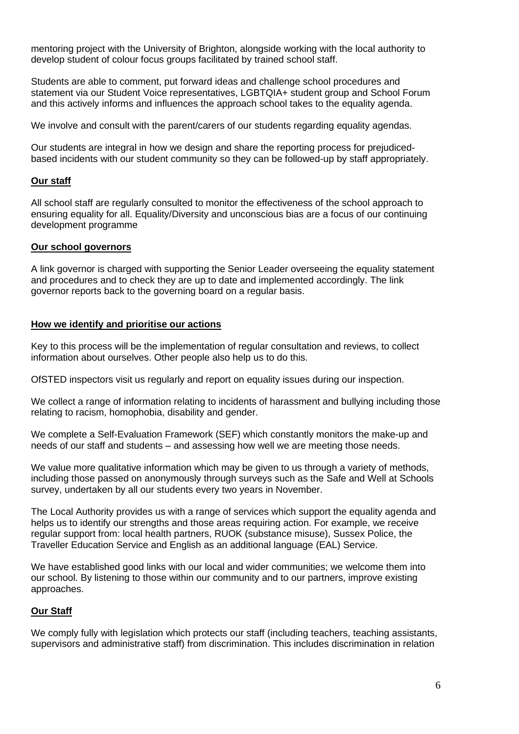mentoring project with the University of Brighton, alongside working with the local authority to develop student of colour focus groups facilitated by trained school staff.

Students are able to comment, put forward ideas and challenge school procedures and statement via our Student Voice representatives, LGBTQIA+ student group and School Forum and this actively informs and influences the approach school takes to the equality agenda.

We involve and consult with the parent/carers of our students regarding equality agendas.

Our students are integral in how we design and share the reporting process for prejudiced-based incidents with our student community so they can be followed-up by staff appropriately.

**Our staff**

All school staff are regularly consulted to monitor the effectiveness of the school approach to ensuring equality for all. Equality/Diversity and unconscious bias are a focus of our continuing development programme

**Our school governors**

A link governor is charged with supporting the Senior Leader overseeing the equality statement and procedures and to check they are up to date and implemented accordingly. The link governor reports back to the governing board on a regular basis.

**How we identify and prioritise our actions**

Key to this process will be the implementation of regular consultation and reviews, to collect information about ourselves. Other people also help us to do this.

OfSTED inspectors visit us regularly and report on equality issues during our inspection.

We collect a range of information relating to incidents of harassment and bullying including those relating to racism, homophobia, disability and gender.

We complete a Self-Evaluation Framework (SEF) which constantly monitors the make-up and needs of our staff and students – and assessing how well we are meeting those needs.

We value more qualitative information which may be given to us through a variety of methods, including those passed on anonymously through surveys such as the Safe and Well at Schools survey, undertaken by all our students every two years in November.

The Local Authority provides us with a range of services which support the equality agenda and helps us to identify our strengths and those areas requiring action. For example, we receive regular support from: local health partners, RUOK (substance misuse), Sussex Police, the Traveller Education Service and English as an additional language (EAL) Service.

We have established good links with our local and wider communities; we welcome them into our school. By listening to those within our community and to our partners, improve existing approaches.

**Our Staff**

We comply fully with legislation which protects our staff (including teachers, teaching assistants, supervisors and administrative staff) from discrimination. This includes discrimination in relation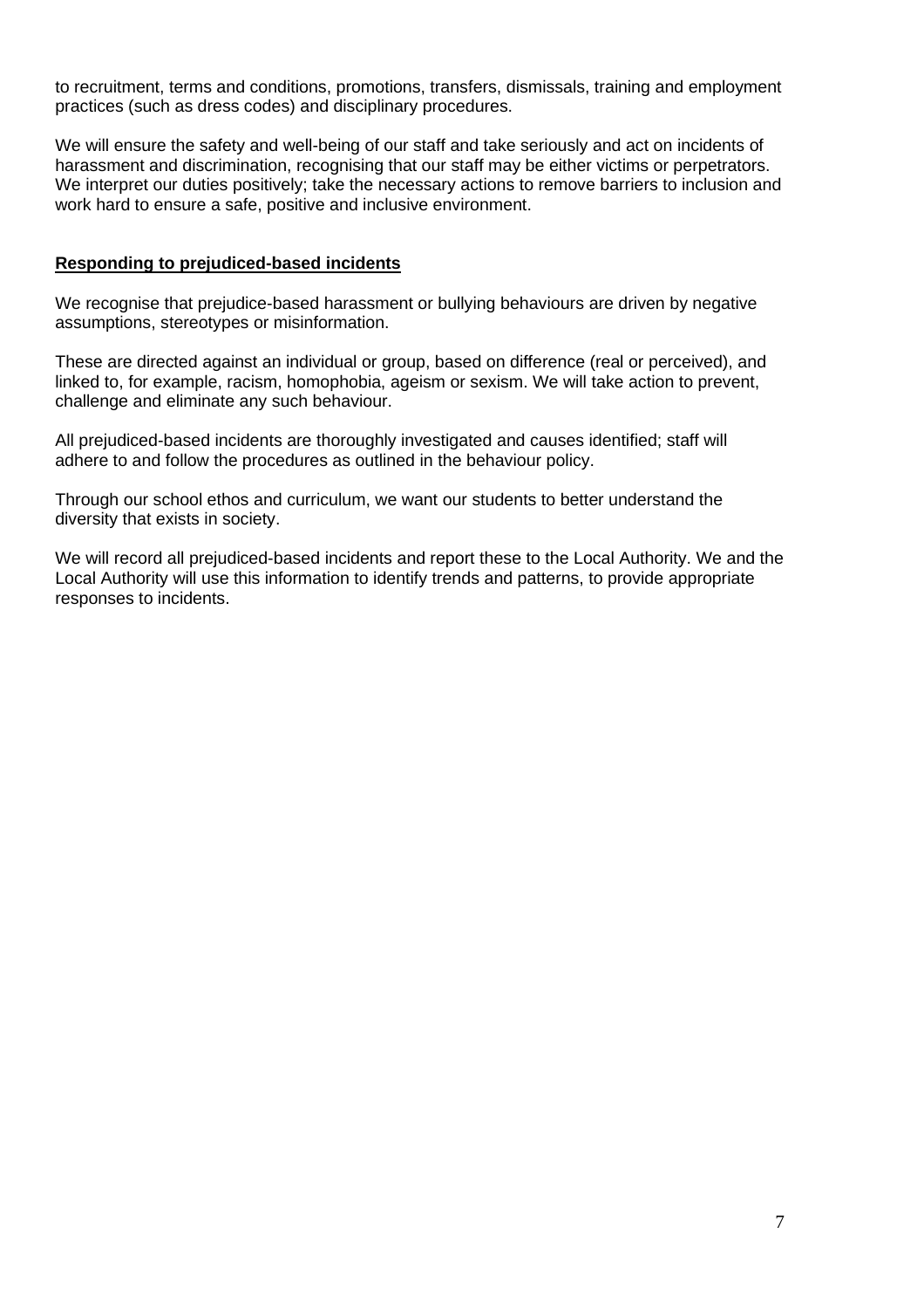to recruitment, terms and conditions, promotions, transfers, dismissals, training and employment practices (such as dress codes) and disciplinary procedures.

We will ensure the safety and well-being of our staff and take seriously and act on incidents of harassment and discrimination, recognising that our staff may be either victims or perpetrators. We interpret our duties positively; take the necessary actions to remove barriers to inclusion and work hard to ensure a safe, positive and inclusive environment.

**<u>Responding to prejudiced-based incidents</u>**

We recognise that prejudice-based harassment or bullying behaviours are driven by negative assumptions, stereotypes or misinformation.

These are directed against an individual or group, based on difference (real or perceived), and linked to, for example, racism, homophobia, ageism or sexism. We will take action to prevent, challenge and eliminate any such behaviour.

All prejudiced-based incidents are thoroughly investigated and causes identified; staff will adhere to and follow the procedures as outlined in the behaviour policy.

Through our school ethos and curriculum, we want our students to better understand the diversity that exists in society.

We will record all prejudiced-based incidents and report these to the Local Authority. We and the Local Authority will use this information to identify trends and patterns, to provide appropriate responses to incidents.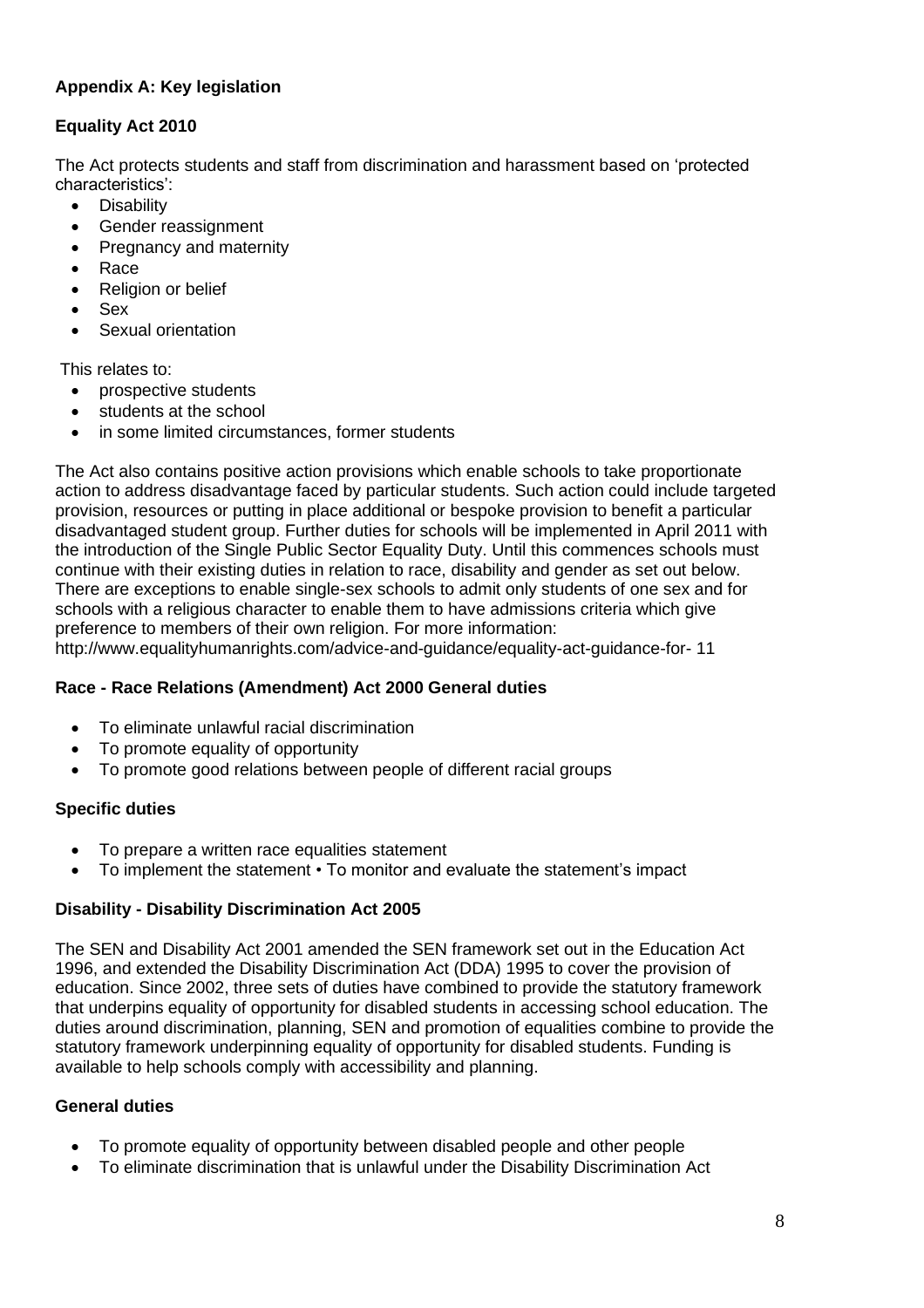**Appendix A: Key legislation**

**Equality Act 2010**

The Act protects students and staff from discrimination and harassment based on 'protected characteristics':

- Disability
- Gender reassignment
- Pregnancy and maternity
- Race
- Religion or belief
- Sex
- Sexual orientation

This relates to:

- prospective students
- students at the school
- in some limited circumstances, former students

The Act also contains positive action provisions which enable schools to take proportionate action to address disadvantage faced by particular students. Such action could include targeted provision, resources or putting in place additional or bespoke provision to benefit a particular disadvantaged student group. Further duties for schools will be implemented in April 2011 with the introduction of the Single Public Sector Equality Duty. Until this commences schools must continue with their existing duties in relation to race, disability and gender as set out below. There are exceptions to enable single-sex schools to admit only students of one sex and for schools with a religious character to enable them to have admissions criteria which give preference to members of their own religion. For more information: http://www.equalityhumanrights.com/advice-and-guidance/equality-act-guidance-for- 11

**Race - Race Relations (Amendment) Act 2000 General duties**

- To eliminate unlawful racial discrimination
- To promote equality of opportunity
- To promote good relations between people of different racial groups

**Specific duties**

- To prepare a written race equalities statement
- To implement the statement • To monitor and evaluate the statement's impact

**Disability - Disability Discrimination Act 2005**

The SEN and Disability Act 2001 amended the SEN framework set out in the Education Act 1996, and extended the Disability Discrimination Act (DDA) 1995 to cover the provision of education. Since 2002, three sets of duties have combined to provide the statutory framework that underpins equality of opportunity for disabled students in accessing school education. The duties around discrimination, planning, SEN and promotion of equalities combine to provide the statutory framework underpinning equality of opportunity for disabled students. Funding is available to help schools comply with accessibility and planning.

**General duties**

- To promote equality of opportunity between disabled people and other people
- To eliminate discrimination that is unlawful under the Disability Discrimination Act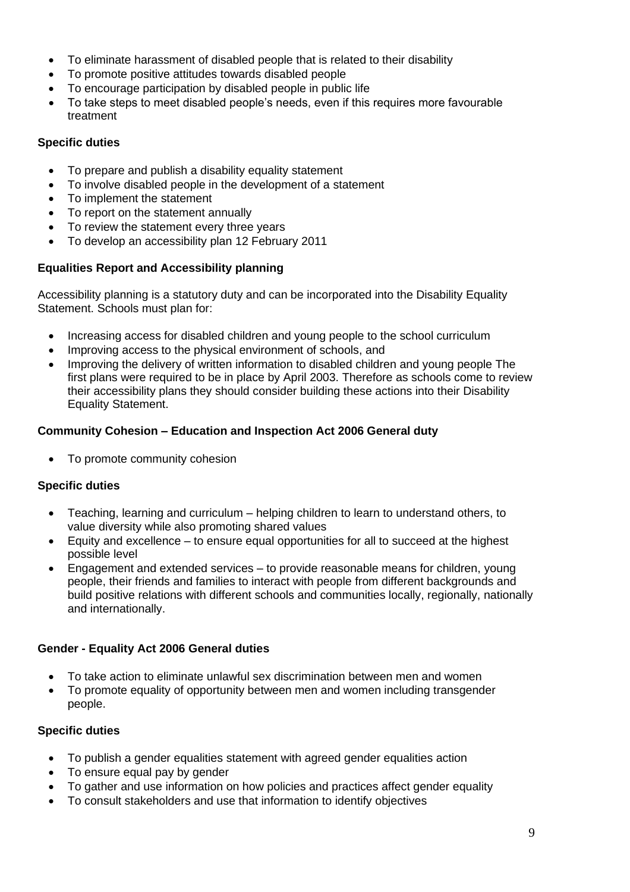- To eliminate harassment of disabled people that is related to their disability
- To promote positive attitudes towards disabled people
- To encourage participation by disabled people in public life
- To take steps to meet disabled people's needs, even if this requires more favourable treatment

**Specific duties**

- To prepare and publish a disability equality statement
- To involve disabled people in the development of a statement
- To implement the statement
- To report on the statement annually
- To review the statement every three years
- To develop an accessibility plan 12 February 2011

**Equalities Report and Accessibility planning**

Accessibility planning is a statutory duty and can be incorporated into the Disability Equality Statement. Schools must plan for:

- Increasing access for disabled children and young people to the school curriculum
- Improving access to the physical environment of schools, and
- Improving the delivery of written information to disabled children and young people The first plans were required to be in place by April 2003. Therefore as schools come to review their accessibility plans they should consider building these actions into their Disability Equality Statement.

**Community Cohesion – Education and Inspection Act 2006 General duty**

- To promote community cohesion

**Specific duties**

- Teaching, learning and curriculum – helping children to learn to understand others, to value diversity while also promoting shared values
- Equity and excellence – to ensure equal opportunities for all to succeed at the highest possible level
- Engagement and extended services – to provide reasonable means for children, young people, their friends and families to interact with people from different backgrounds and build positive relations with different schools and communities locally, regionally, nationally and internationally.

**Gender - Equality Act 2006 General duties**

- To take action to eliminate unlawful sex discrimination between men and women
- To promote equality of opportunity between men and women including transgender people.

**Specific duties**

- To publish a gender equalities statement with agreed gender equalities action
- To ensure equal pay by gender
- To gather and use information on how policies and practices affect gender equality
- To consult stakeholders and use that information to identify objectives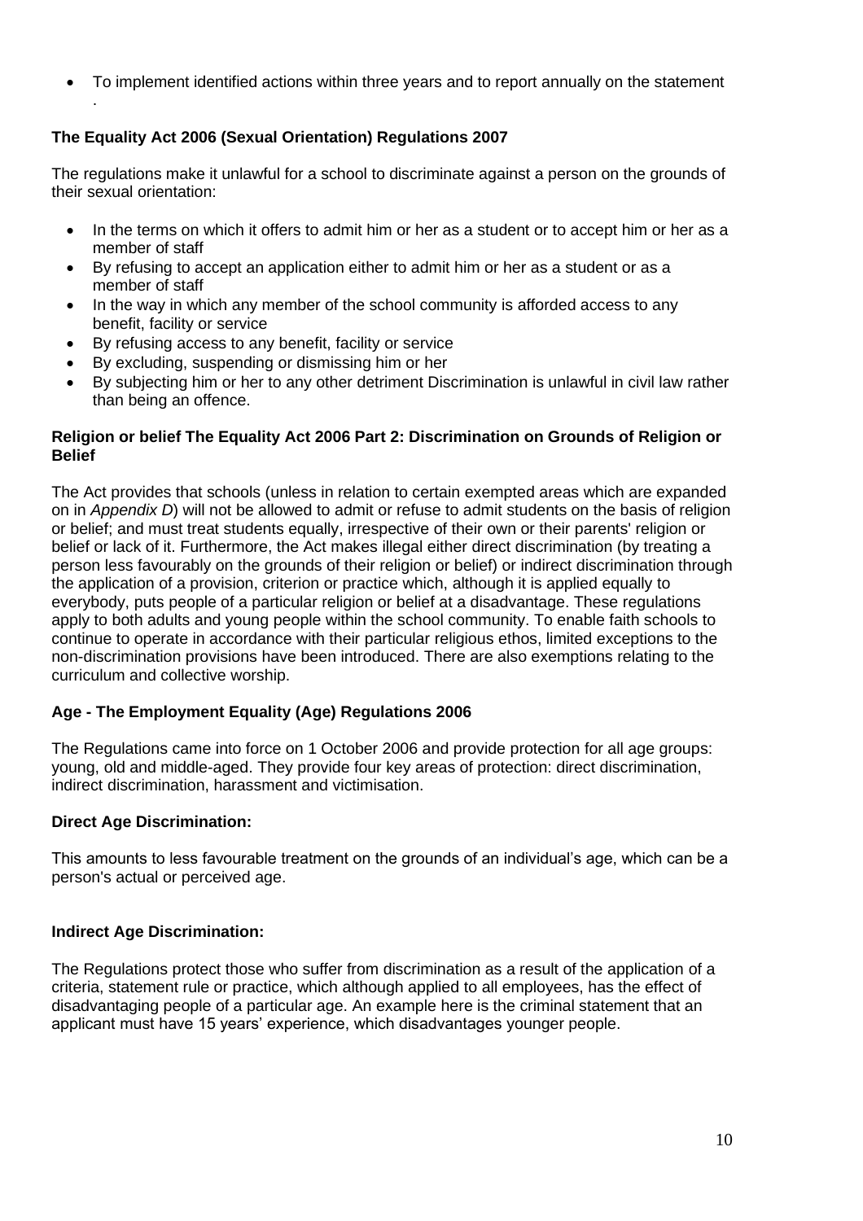- To implement identified actions within three years and to report annually on the statement .

**The Equality Act 2006 (Sexual Orientation) Regulations 2007**

The regulations make it unlawful for a school to discriminate against a person on the grounds of their sexual orientation:

- In the terms on which it offers to admit him or her as a student or to accept him or her as a member of staff
- By refusing to accept an application either to admit him or her as a student or as a member of staff
- In the way in which any member of the school community is afforded access to any benefit, facility or service
- By refusing access to any benefit, facility or service
- By excluding, suspending or dismissing him or her
- By subjecting him or her to any other detriment Discrimination is unlawful in civil law rather than being an offence.

**Religion or belief The Equality Act 2006 Part 2: Discrimination on Grounds of Religion or Belief**

The Act provides that schools (unless in relation to certain exempted areas which are expanded on in *Appendix D*) will not be allowed to admit or refuse to admit students on the basis of religion or belief; and must treat students equally, irrespective of their own or their parents' religion or belief or lack of it. Furthermore, the Act makes illegal either direct discrimination (by treating a person less favourably on the grounds of their religion or belief) or indirect discrimination through the application of a provision, criterion or practice which, although it is applied equally to everybody, puts people of a particular religion or belief at a disadvantage. These regulations apply to both adults and young people within the school community. To enable faith schools to continue to operate in accordance with their particular religious ethos, limited exceptions to the non-discrimination provisions have been introduced. There are also exemptions relating to the curriculum and collective worship.

**Age - The Employment Equality (Age) Regulations 2006**

The Regulations came into force on 1 October 2006 and provide protection for all age groups: young, old and middle-aged. They provide four key areas of protection: direct discrimination, indirect discrimination, harassment and victimisation.

**Direct Age Discrimination:**

This amounts to less favourable treatment on the grounds of an individual's age, which can be a person's actual or perceived age.

**Indirect Age Discrimination:**

The Regulations protect those who suffer from discrimination as a result of the application of a criteria, statement rule or practice, which although applied to all employees, has the effect of disadvantaging people of a particular age. An example here is the criminal statement that an applicant must have 15 years' experience, which disadvantages younger people.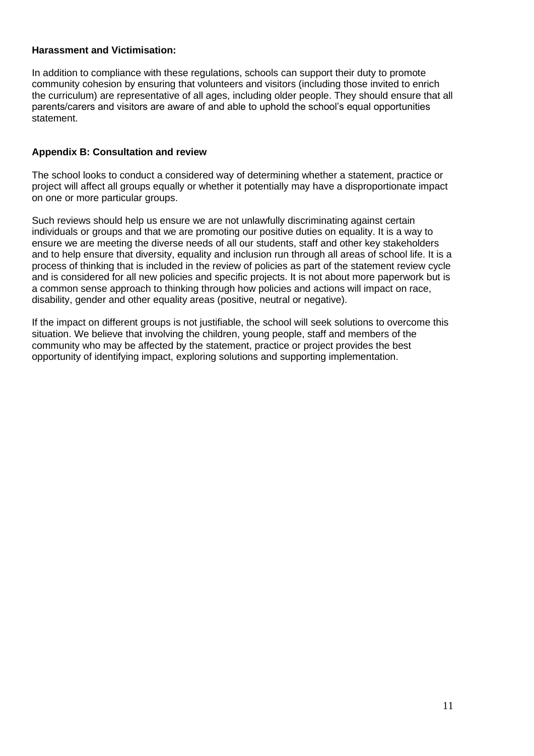**Harassment and Victimisation:**

In addition to compliance with these regulations, schools can support their duty to promote community cohesion by ensuring that volunteers and visitors (including those invited to enrich the curriculum) are representative of all ages, including older people. They should ensure that all parents/carers and visitors are aware of and able to uphold the school's equal opportunities statement.

**Appendix B: Consultation and review**

The school looks to conduct a considered way of determining whether a statement, practice or project will affect all groups equally or whether it potentially may have a disproportionate impact on one or more particular groups.

Such reviews should help us ensure we are not unlawfully discriminating against certain individuals or groups and that we are promoting our positive duties on equality. It is a way to ensure we are meeting the diverse needs of all our students, staff and other key stakeholders and to help ensure that diversity, equality and inclusion run through all areas of school life. It is a process of thinking that is included in the review of policies as part of the statement review cycle and is considered for all new policies and specific projects. It is not about more paperwork but is a common sense approach to thinking through how policies and actions will impact on race, disability, gender and other equality areas (positive, neutral or negative).

If the impact on different groups is not justifiable, the school will seek solutions to overcome this situation. We believe that involving the children, young people, staff and members of the community who may be affected by the statement, practice or project provides the best opportunity of identifying impact, exploring solutions and supporting implementation.